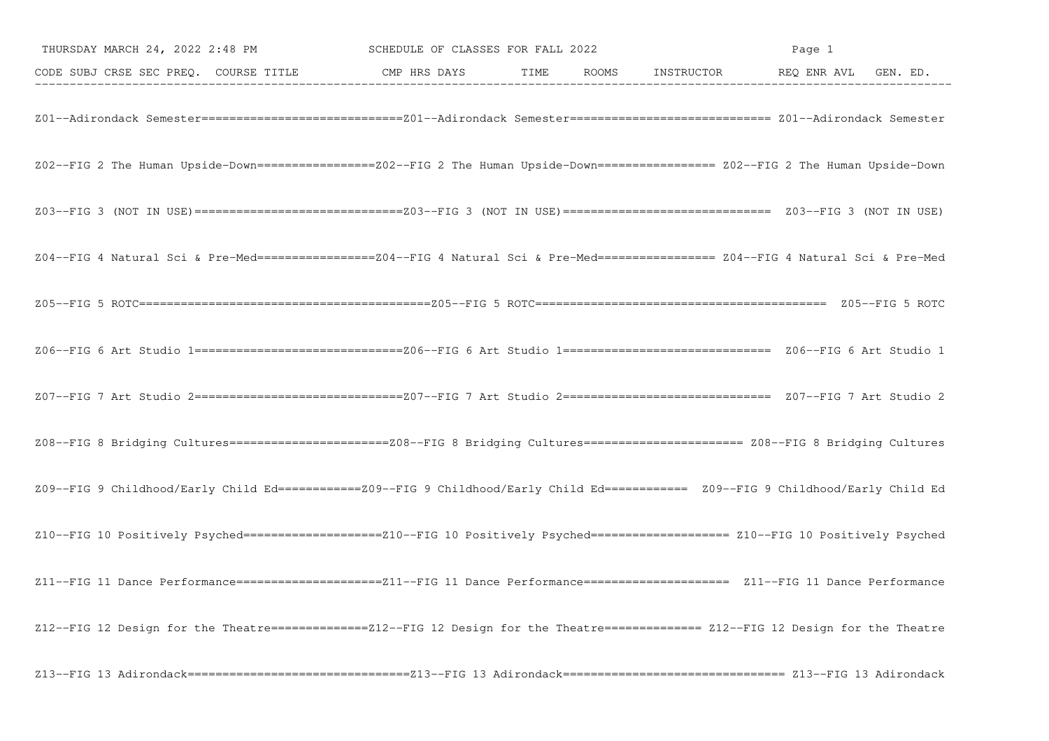SCHEDULE OF CLASSES FOR FALL 2022

THURSDAY MARCH 24, 2022 2:48 PM

| CODE | SUBJ | CRSE | SEC | PREQ. | COURSE TITLE | CMP | HRS | DAYS | TIME | ROOMS | INSTRUCTOR | REQ | ENR | AVL | GEN. ED. |
|---|---|---|---|---|---|---|---|---|---|---|---|---|---|---|---|

Z01--Adirondack Semester============================Z01--Adirondack Semester============================ Z01--Adirondack Semester

Z02--FIG 2 The Human Upside-Down=================Z02--FIG 2 The Human Upside-Down================= Z02--FIG 2 The Human Upside-Down

Z03--FIG 3 (NOT IN USE)==============================Z03--FIG 3 (NOT IN USE)============================== Z03--FIG 3 (NOT IN USE)

Z04--FIG 4 Natural Sci & Pre-Med=================Z04--FIG 4 Natural Sci & Pre-Med================= Z04--FIG 4 Natural Sci & Pre-Med

Z05--FIG 5 ROTC=========================================Z05--FIG 5 ROTC========================================= Z05--FIG 5 ROTC

Z06--FIG 6 Art Studio 1==============================Z06--FIG 6 Art Studio 1============================== Z06--FIG 6 Art Studio 1

Z07--FIG 7 Art Studio 2==============================Z07--FIG 7 Art Studio 2============================== Z07--FIG 7 Art Studio 2

Z08--FIG 8 Bridging Cultures=======================Z08--FIG 8 Bridging Cultures======================= Z08--FIG 8 Bridging Cultures

Z09--FIG 9 Childhood/Early Child Ed============Z09--FIG 9 Childhood/Early Child Ed============ Z09--FIG 9 Childhood/Early Child Ed

Z10--FIG 10 Positively Psyched===================Z10--FIG 10 Positively Psyched=================== Z10--FIG 10 Positively Psyched

Z11--FIG 11 Dance Performance=====================Z11--FIG 11 Dance Performance===================== Z11--FIG 11 Dance Performance

Z12--FIG 12 Design for the Theatre==============Z12--FIG 12 Design for the Theatre============== Z12--FIG 12 Design for the Theatre

Z13--FIG 13 Adirondack===============================Z13--FIG 13 Adirondack=============================== Z13--FIG 13 Adirondack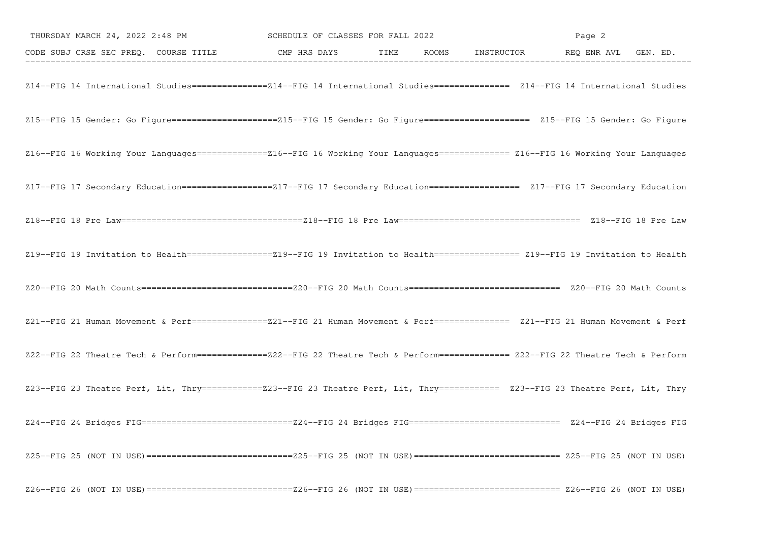THURSDAY MARCH 24, 2022 2:48 PM SCHEDULE OF CLASSES FOR FALL 2022

| CODE | SUBJ | CRSE | SEC | PREQ. | COURSE TITLE | CMP | HRS | DAYS | TIME | ROOMS | INSTRUCTOR | REQ | ENR | AVL | GEN. ED. |
|---|---|---|---|---|---|---|---|---|---|---|---|---|---|---|---|

```
Z14--FIG 14 International Studies===============Z14--FIG 14 International Studies=============== Z14--FIG 14 International Studies

Z15--FIG 15 Gender: Go Figure=====================Z15--FIG 15 Gender: Go Figure===================== Z15--FIG 15 Gender: Go Figure

Z16--FIG 16 Working Your Languages==============Z16--FIG 16 Working Your Languages============== Z16--FIG 16 Working Your Languages

Z17--FIG 17 Secondary Education==================Z17--FIG 17 Secondary Education================== Z17--FIG 17 Secondary Education

Z18--FIG 18 Pre Law===================================Z18--FIG 18 Pre Law=================================== Z18--FIG 18 Pre Law

Z19--FIG 19 Invitation to Health=================Z19--FIG 19 Invitation to Health================= Z19--FIG 19 Invitation to Health

Z20--FIG 20 Math Counts=============================Z20--FIG 20 Math Counts============================= Z20--FIG 20 Math Counts

Z21--FIG 21 Human Movement & Perf===============Z21--FIG 21 Human Movement & Perf=============== Z21--FIG 21 Human Movement & Perf

Z22--FIG 22 Theatre Tech & Perform==============Z22--FIG 22 Theatre Tech & Perform============== Z22--FIG 22 Theatre Tech & Perform

Z23--FIG 23 Theatre Perf, Lit, Thry============Z23--FIG 23 Theatre Perf, Lit, Thry============ Z23--FIG 23 Theatre Perf, Lit, Thry

Z24--FIG 24 Bridges FIG=============================Z24--FIG 24 Bridges FIG============================= Z24--FIG 24 Bridges FIG

Z25--FIG 25 (NOT IN USE)============================Z25--FIG 25 (NOT IN USE)============================ Z25--FIG 25 (NOT IN USE)

Z26--FIG 26 (NOT IN USE)============================Z26--FIG 26 (NOT IN USE)============================ Z26--FIG 26 (NOT IN USE)
```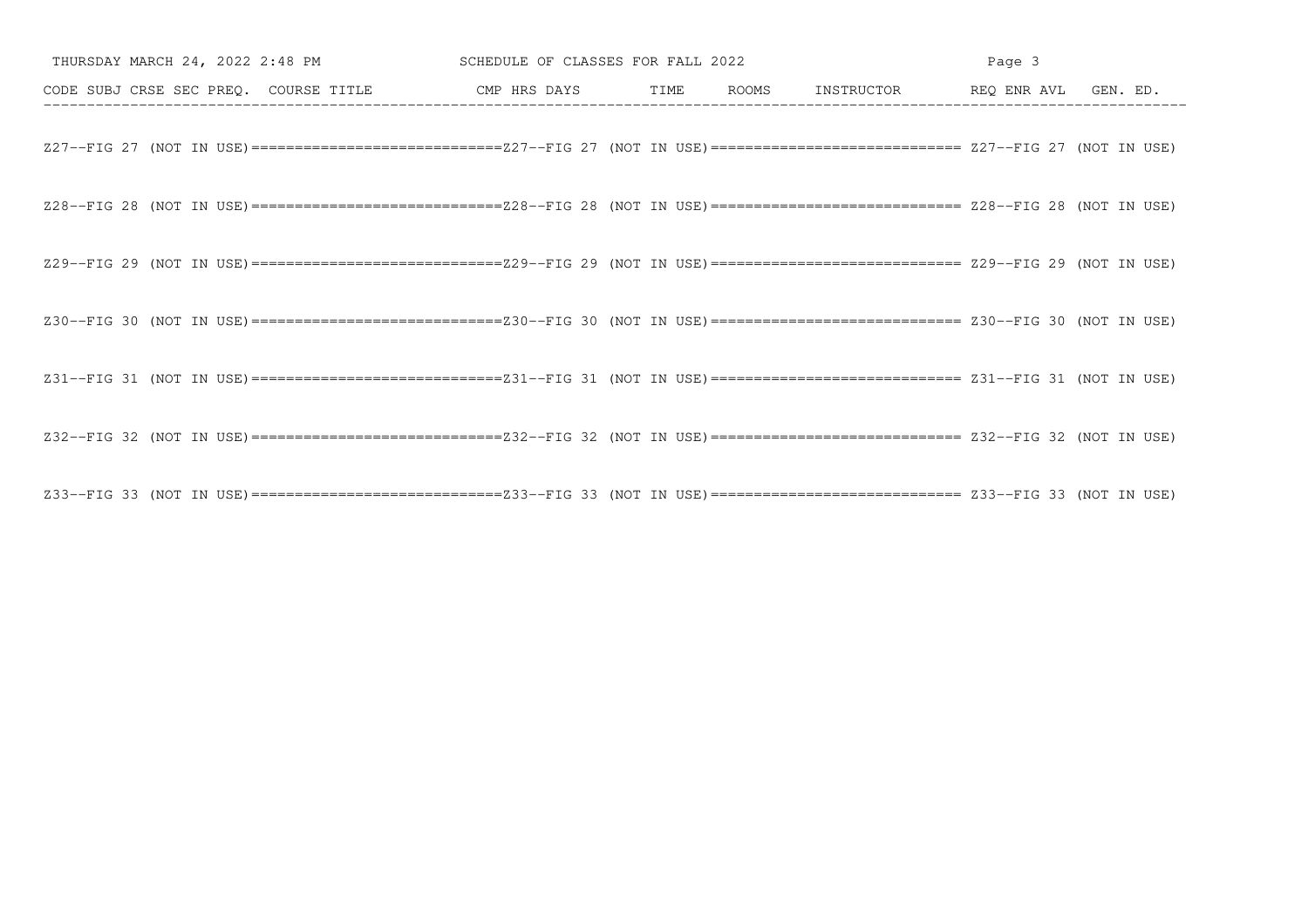CODE SUBJ CRSE SEC PREQ. COURSE TITLE CMP HRS DAYS TIME ROOMS INSTRUCTOR REQ ENR AVL GEN. ED.

Z27--FIG 27 (NOT IN USE)============================Z27--FIG 27 (NOT IN USE)============================ Z27--FIG 27 (NOT IN USE)

Z28--FIG 28 (NOT IN USE)============================Z28--FIG 28 (NOT IN USE)============================ Z28--FIG 28 (NOT IN USE)

Z29--FIG 29 (NOT IN USE)============================Z29--FIG 29 (NOT IN USE)============================ Z29--FIG 29 (NOT IN USE)

Z30--FIG 30 (NOT IN USE)============================Z30--FIG 30 (NOT IN USE)============================ Z30--FIG 30 (NOT IN USE)

Z31--FIG 31 (NOT IN USE)============================Z31--FIG 31 (NOT IN USE)============================ Z31--FIG 31 (NOT IN USE)

Z32--FIG 32 (NOT IN USE)============================Z32--FIG 32 (NOT IN USE)============================ Z32--FIG 32 (NOT IN USE)

Z33--FIG 33 (NOT IN USE)============================Z33--FIG 33 (NOT IN USE)============================ Z33--FIG 33 (NOT IN USE)